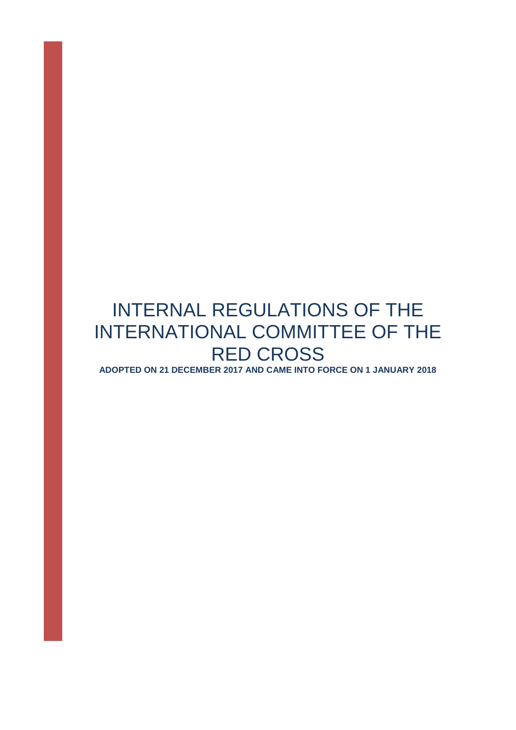# INTERNAL REGULATIONS OF THE INTERNATIONAL COMMITTEE OF THE RED CROSS

**ADOPTED ON 21 DECEMBER 2017 AND CAME INTO FORCE ON 1 JANUARY 2018**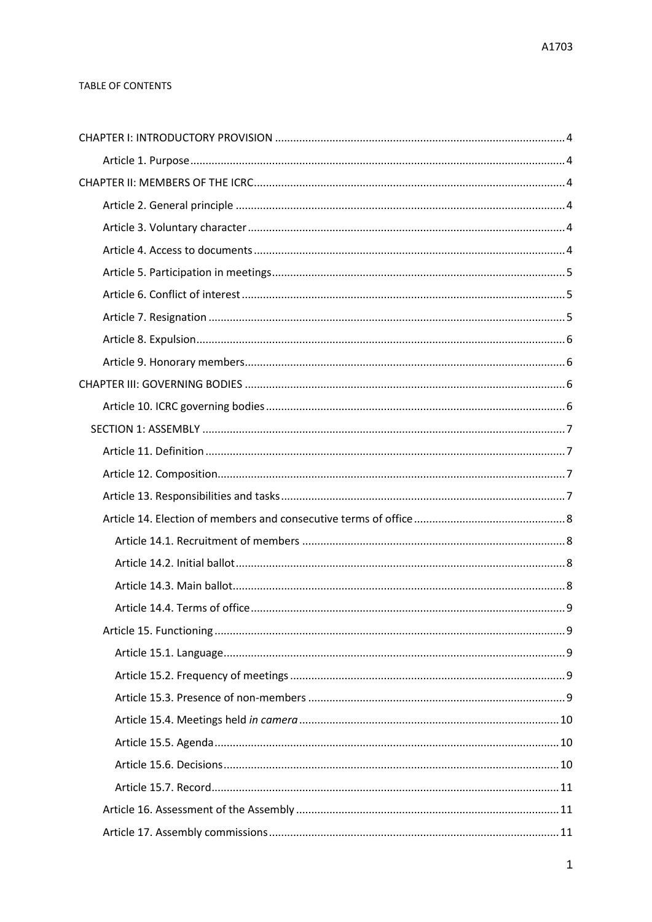TABLE OF CONTENTS

- CHAPTER I: INTRODUCTORY PROVISION ..... 4
  - Article 1. Purpose ..... 4
- CHAPTER II: MEMBERS OF THE ICRC ..... 4
  - Article 2. General principle ..... 4
  - Article 3. Voluntary character ..... 4
  - Article 4. Access to documents ..... 4
  - Article 5. Participation in meetings ..... 5
  - Article 6. Conflict of interest ..... 5
  - Article 7. Resignation ..... 5
  - Article 8. Expulsion ..... 6
  - Article 9. Honorary members ..... 6
- CHAPTER III: GOVERNING BODIES ..... 6
  - Article 10. ICRC governing bodies ..... 6
  - SECTION 1: ASSEMBLY ..... 7
    - Article 11. Definition ..... 7
    - Article 12. Composition ..... 7
    - Article 13. Responsibilities and tasks ..... 7
    - Article 14. Election of members and consecutive terms of office ..... 8
      - Article 14.1. Recruitment of members ..... 8
      - Article 14.2. Initial ballot ..... 8
      - Article 14.3. Main ballot ..... 8
      - Article 14.4. Terms of office ..... 9
    - Article 15. Functioning ..... 9
      - Article 15.1. Language ..... 9
      - Article 15.2. Frequency of meetings ..... 9
      - Article 15.3. Presence of non-members ..... 9
      - Article 15.4. Meetings held *in camera* ..... 10
      - Article 15.5. Agenda ..... 10
      - Article 15.6. Decisions ..... 10
      - Article 15.7. Record ..... 11
    - Article 16. Assessment of the Assembly ..... 11
    - Article 17. Assembly commissions ..... 11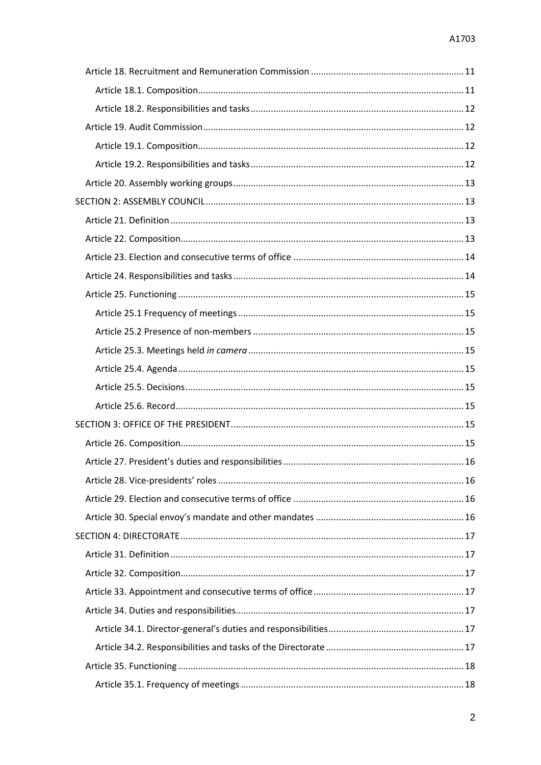Article 18. Recruitment and Remuneration Commission ........................................................ 11

Article 18.1. Composition ........................................................................................................ 11

Article 18.2. Responsibilities and tasks ................................................................................... 12

Article 19. Audit Commission ....................................................................................................... 12

Article 19.1. Composition ........................................................................................................ 12

Article 19.2. Responsibilities and tasks ................................................................................... 12

Article 20. Assembly working groups ........................................................................................... 13

SECTION 2: ASSEMBLY COUNCIL ...................................................................................................... 13

Article 21. Definition ................................................................................................................... 13

Article 22. Composition ................................................................................................................ 13

Article 23. Election and consecutive terms of office ................................................................... 14

Article 24. Responsibilities and tasks ........................................................................................... 14

Article 25. Functioning ................................................................................................................. 15

Article 25.1 Frequency of meetings ......................................................................................... 15

Article 25.2 Presence of non-members .................................................................................... 15

Article 25.3. Meetings held *in camera* ..................................................................................... 15

Article 25.4. Agenda ................................................................................................................. 15

Article 25.5. Decisions .............................................................................................................. 15

Article 25.6. Record .................................................................................................................. 15

SECTION 3: OFFICE OF THE PRESIDENT ............................................................................................ 15

Article 26. Composition ................................................................................................................ 15

Article 27. President's duties and responsibilities ....................................................................... 16

Article 28. Vice-presidents' roles ................................................................................................. 16

Article 29. Election and consecutive terms of office ................................................................... 16

Article 30. Special envoy's mandate and other mandates .......................................................... 16

SECTION 4: DIRECTORATE ................................................................................................................ 17

Article 31. Definition ................................................................................................................... 17

Article 32. Composition ................................................................................................................ 17

Article 33. Appointment and consecutive terms of office ........................................................... 17

Article 34. Duties and responsibilities .......................................................................................... 17

Article 34.1. Director-general's duties and responsibilities ...................................................... 17

Article 34.2. Responsibilities and tasks of the Directorate ....................................................... 17

Article 35. Functioning ................................................................................................................. 18

Article 35.1. Frequency of meetings ........................................................................................ 18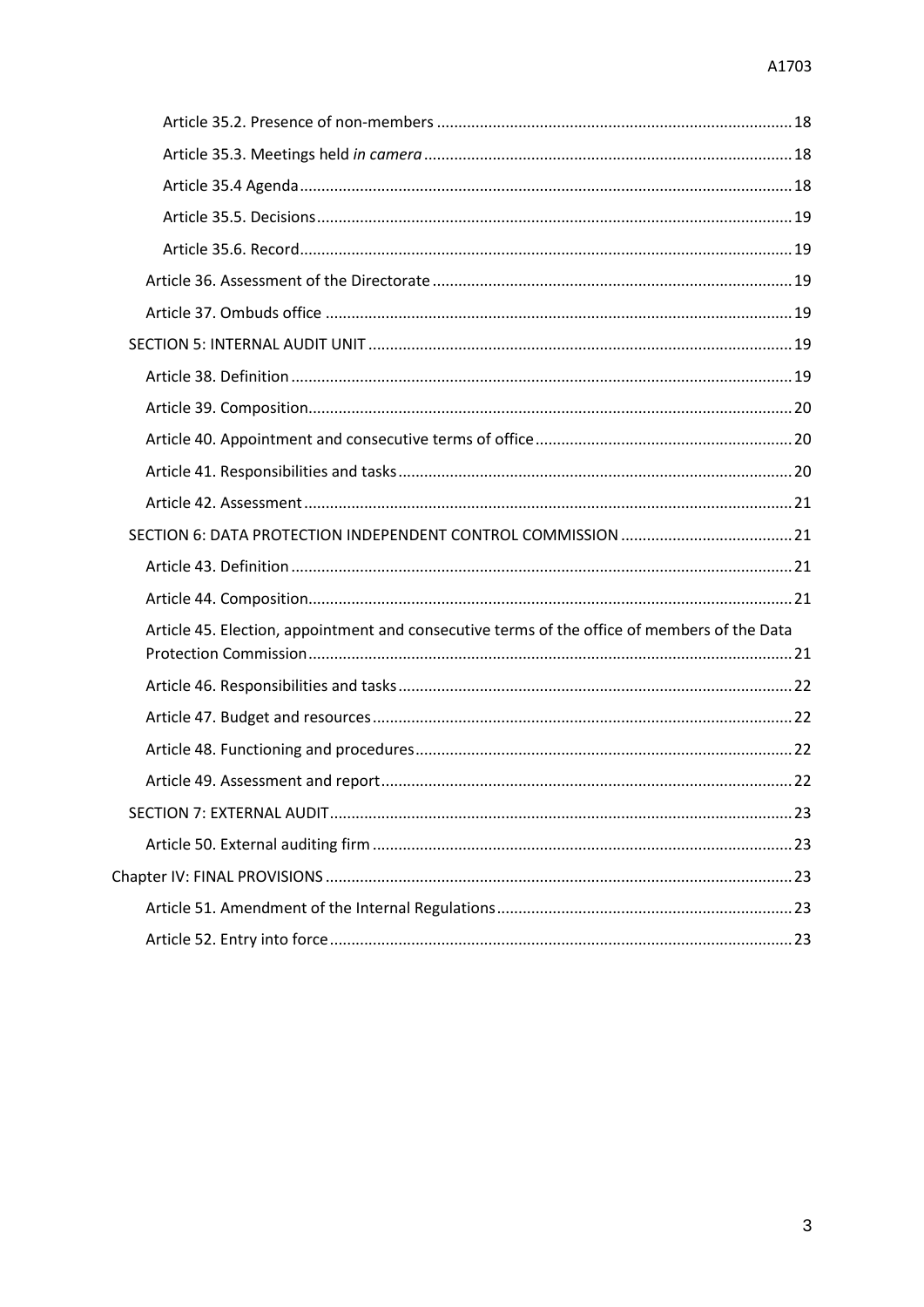Article 35.2. Presence of non-members .......... 18

Article 35.3. Meetings held *in camera* .......... 18

Article 35.4 Agenda .......... 18

Article 35.5. Decisions .......... 19

Article 35.6. Record .......... 19

Article 36. Assessment of the Directorate .......... 19

Article 37. Ombuds office .......... 19

SECTION 5: INTERNAL AUDIT UNIT .......... 19

Article 38. Definition .......... 19

Article 39. Composition .......... 20

Article 40. Appointment and consecutive terms of office .......... 20

Article 41. Responsibilities and tasks .......... 20

Article 42. Assessment .......... 21

SECTION 6: DATA PROTECTION INDEPENDENT CONTROL COMMISSION .......... 21

Article 43. Definition .......... 21

Article 44. Composition .......... 21

Article 45. Election, appointment and consecutive terms of the office of members of the Data Protection Commission .......... 21

Article 46. Responsibilities and tasks .......... 22

Article 47. Budget and resources .......... 22

Article 48. Functioning and procedures .......... 22

Article 49. Assessment and report .......... 22

SECTION 7: EXTERNAL AUDIT .......... 23

Article 50. External auditing firm .......... 23

Chapter IV: FINAL PROVISIONS .......... 23

Article 51. Amendment of the Internal Regulations .......... 23

Article 52. Entry into force .......... 23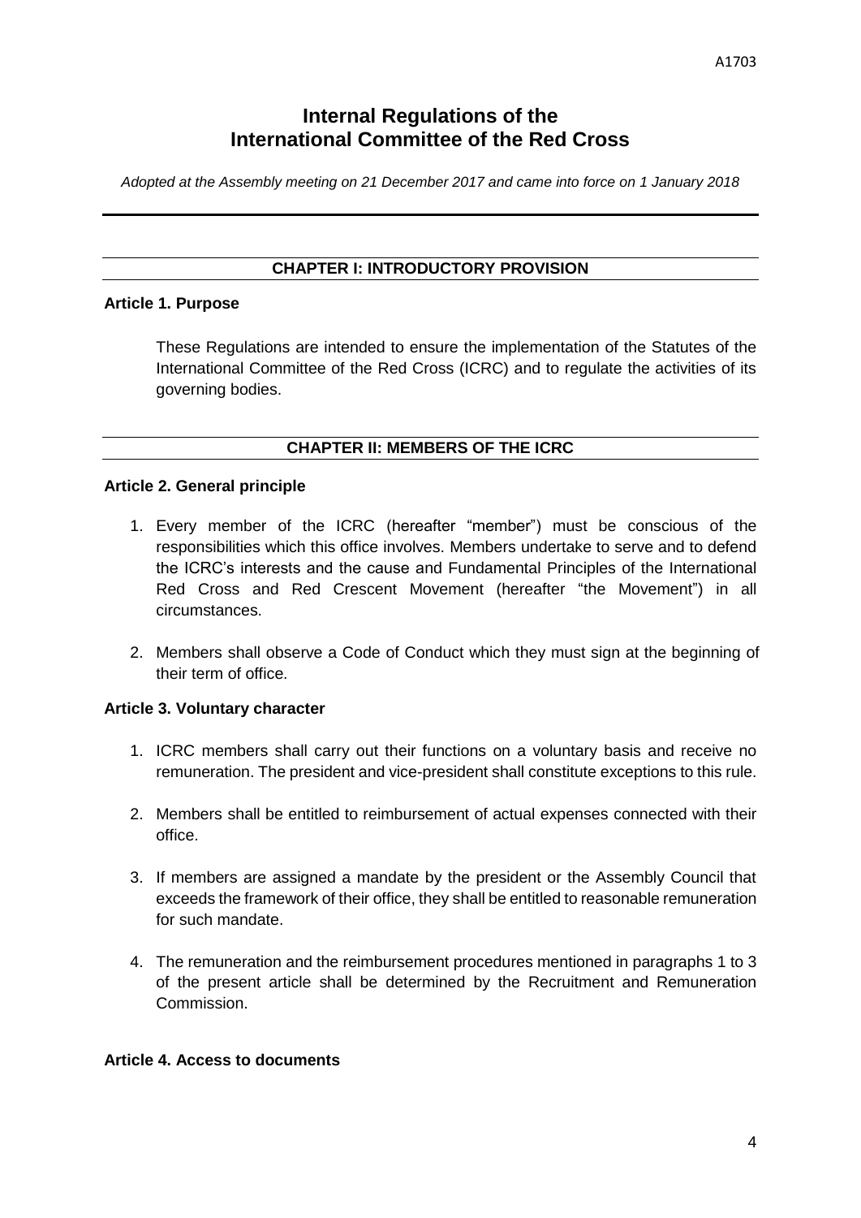# Internal Regulations of the International Committee of the Red Cross

*Adopted at the Assembly meeting on 21 December 2017 and came into force on 1 January 2018*

## CHAPTER I: INTRODUCTORY PROVISION

### Article 1. Purpose

These Regulations are intended to ensure the implementation of the Statutes of the International Committee of the Red Cross (ICRC) and to regulate the activities of its governing bodies.

## CHAPTER II: MEMBERS OF THE ICRC

### Article 2. General principle

1. Every member of the ICRC (hereafter "member") must be conscious of the responsibilities which this office involves. Members undertake to serve and to defend the ICRC's interests and the cause and Fundamental Principles of the International Red Cross and Red Crescent Movement (hereafter "the Movement") in all circumstances.

2. Members shall observe a Code of Conduct which they must sign at the beginning of their term of office.

### Article 3. Voluntary character

1. ICRC members shall carry out their functions on a voluntary basis and receive no remuneration. The president and vice-president shall constitute exceptions to this rule.

2. Members shall be entitled to reimbursement of actual expenses connected with their office.

3. If members are assigned a mandate by the president or the Assembly Council that exceeds the framework of their office, they shall be entitled to reasonable remuneration for such mandate.

4. The remuneration and the reimbursement procedures mentioned in paragraphs 1 to 3 of the present article shall be determined by the Recruitment and Remuneration Commission.

### Article 4. Access to documents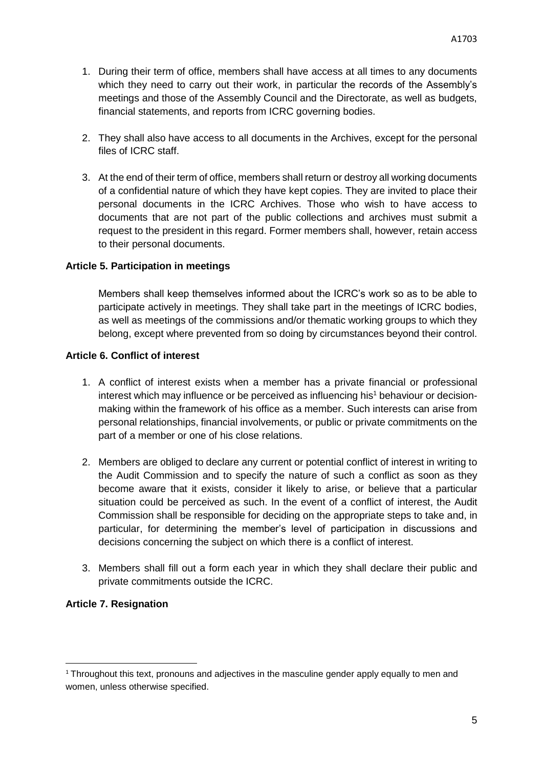1. During their term of office, members shall have access at all times to any documents which they need to carry out their work, in particular the records of the Assembly's meetings and those of the Assembly Council and the Directorate, as well as budgets, financial statements, and reports from ICRC governing bodies.

2. They shall also have access to all documents in the Archives, except for the personal files of ICRC staff.

3. At the end of their term of office, members shall return or destroy all working documents of a confidential nature of which they have kept copies. They are invited to place their personal documents in the ICRC Archives. Those who wish to have access to documents that are not part of the public collections and archives must submit a request to the president in this regard. Former members shall, however, retain access to their personal documents.

**Article 5. Participation in meetings**

Members shall keep themselves informed about the ICRC's work so as to be able to participate actively in meetings. They shall take part in the meetings of ICRC bodies, as well as meetings of the commissions and/or thematic working groups to which they belong, except where prevented from so doing by circumstances beyond their control.

**Article 6. Conflict of interest**

1. A conflict of interest exists when a member has a private financial or professional interest which may influence or be perceived as influencing his[1] behaviour or decision-making within the framework of his office as a member. Such interests can arise from personal relationships, financial involvements, or public or private commitments on the part of a member or one of his close relations.

2. Members are obliged to declare any current or potential conflict of interest in writing to the Audit Commission and to specify the nature of such a conflict as soon as they become aware that it exists, consider it likely to arise, or believe that a particular situation could be perceived as such. In the event of a conflict of interest, the Audit Commission shall be responsible for deciding on the appropriate steps to take and, in particular, for determining the member's level of participation in discussions and decisions concerning the subject on which there is a conflict of interest.

3. Members shall fill out a form each year in which they shall declare their public and private commitments outside the ICRC.

**Article 7. Resignation**

[1] Throughout this text, pronouns and adjectives in the masculine gender apply equally to men and women, unless otherwise specified.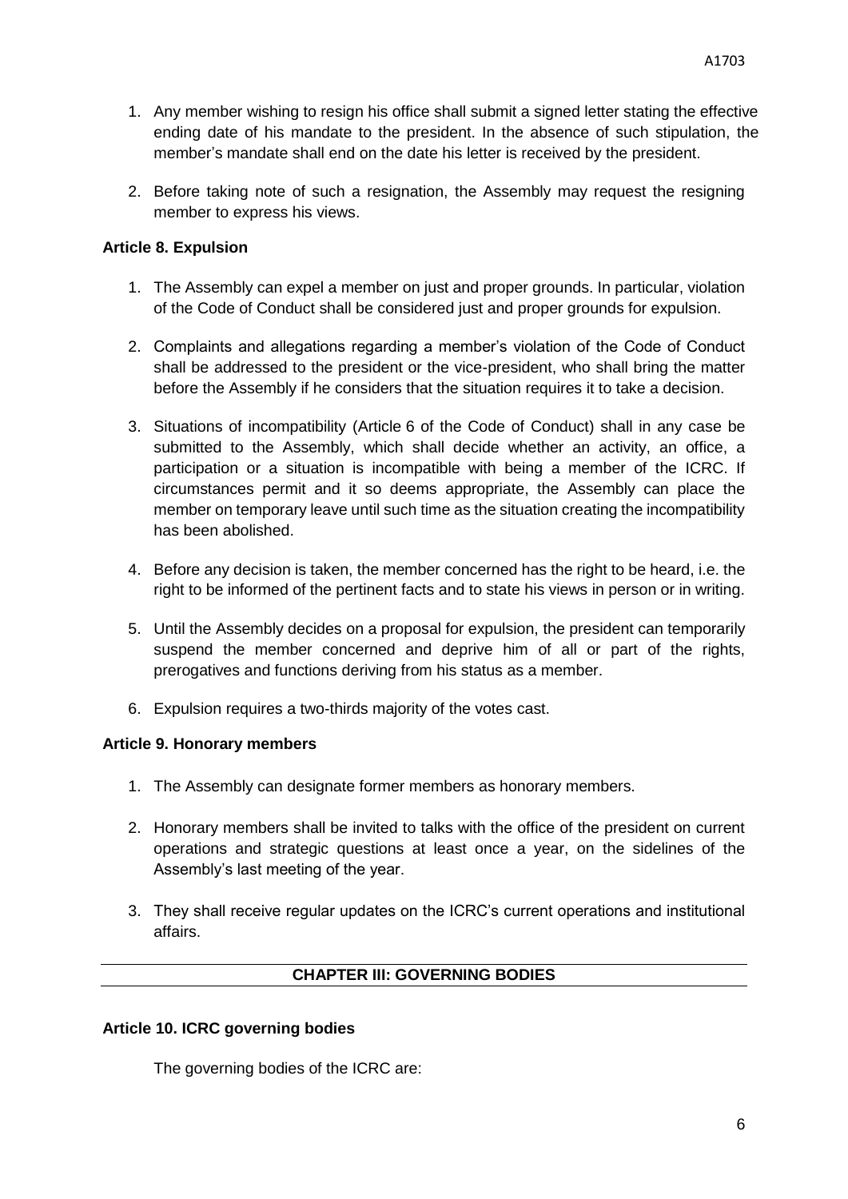1. Any member wishing to resign his office shall submit a signed letter stating the effective ending date of his mandate to the president. In the absence of such stipulation, the member's mandate shall end on the date his letter is received by the president.

2. Before taking note of such a resignation, the Assembly may request the resigning member to express his views.

**Article 8. Expulsion**

1. The Assembly can expel a member on just and proper grounds. In particular, violation of the Code of Conduct shall be considered just and proper grounds for expulsion.

2. Complaints and allegations regarding a member's violation of the Code of Conduct shall be addressed to the president or the vice-president, who shall bring the matter before the Assembly if he considers that the situation requires it to take a decision.

3. Situations of incompatibility (Article 6 of the Code of Conduct) shall in any case be submitted to the Assembly, which shall decide whether an activity, an office, a participation or a situation is incompatible with being a member of the ICRC. If circumstances permit and it so deems appropriate, the Assembly can place the member on temporary leave until such time as the situation creating the incompatibility has been abolished.

4. Before any decision is taken, the member concerned has the right to be heard, i.e. the right to be informed of the pertinent facts and to state his views in person or in writing.

5. Until the Assembly decides on a proposal for expulsion, the president can temporarily suspend the member concerned and deprive him of all or part of the rights, prerogatives and functions deriving from his status as a member.

6. Expulsion requires a two-thirds majority of the votes cast.

**Article 9. Honorary members**

1. The Assembly can designate former members as honorary members.

2. Honorary members shall be invited to talks with the office of the president on current operations and strategic questions at least once a year, on the sidelines of the Assembly's last meeting of the year.

3. They shall receive regular updates on the ICRC's current operations and institutional affairs.

## CHAPTER III: GOVERNING BODIES

**Article 10. ICRC governing bodies**

The governing bodies of the ICRC are: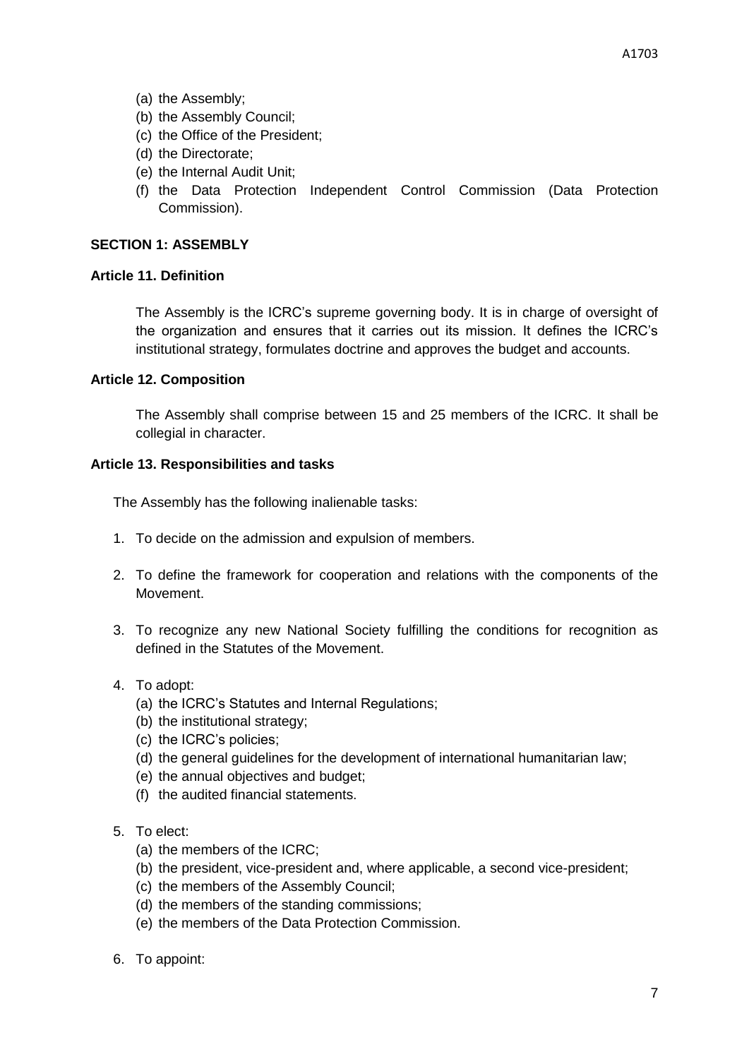(a) the Assembly;
(b) the Assembly Council;
(c) the Office of the President;
(d) the Directorate;
(e) the Internal Audit Unit;
(f) the Data Protection Independent Control Commission (Data Protection Commission).

**SECTION 1: ASSEMBLY**

**Article 11. Definition**

The Assembly is the ICRC's supreme governing body. It is in charge of oversight of the organization and ensures that it carries out its mission. It defines the ICRC's institutional strategy, formulates doctrine and approves the budget and accounts.

**Article 12. Composition**

The Assembly shall comprise between 15 and 25 members of the ICRC. It shall be collegial in character.

**Article 13. Responsibilities and tasks**

The Assembly has the following inalienable tasks:

1. To decide on the admission and expulsion of members.

2. To define the framework for cooperation and relations with the components of the Movement.

3. To recognize any new National Society fulfilling the conditions for recognition as defined in the Statutes of the Movement.

4. To adopt:
   (a) the ICRC's Statutes and Internal Regulations;
   (b) the institutional strategy;
   (c) the ICRC's policies;
   (d) the general guidelines for the development of international humanitarian law;
   (e) the annual objectives and budget;
   (f) the audited financial statements.

5. To elect:
   (a) the members of the ICRC;
   (b) the president, vice-president and, where applicable, a second vice-president;
   (c) the members of the Assembly Council;
   (d) the members of the standing commissions;
   (e) the members of the Data Protection Commission.

6. To appoint: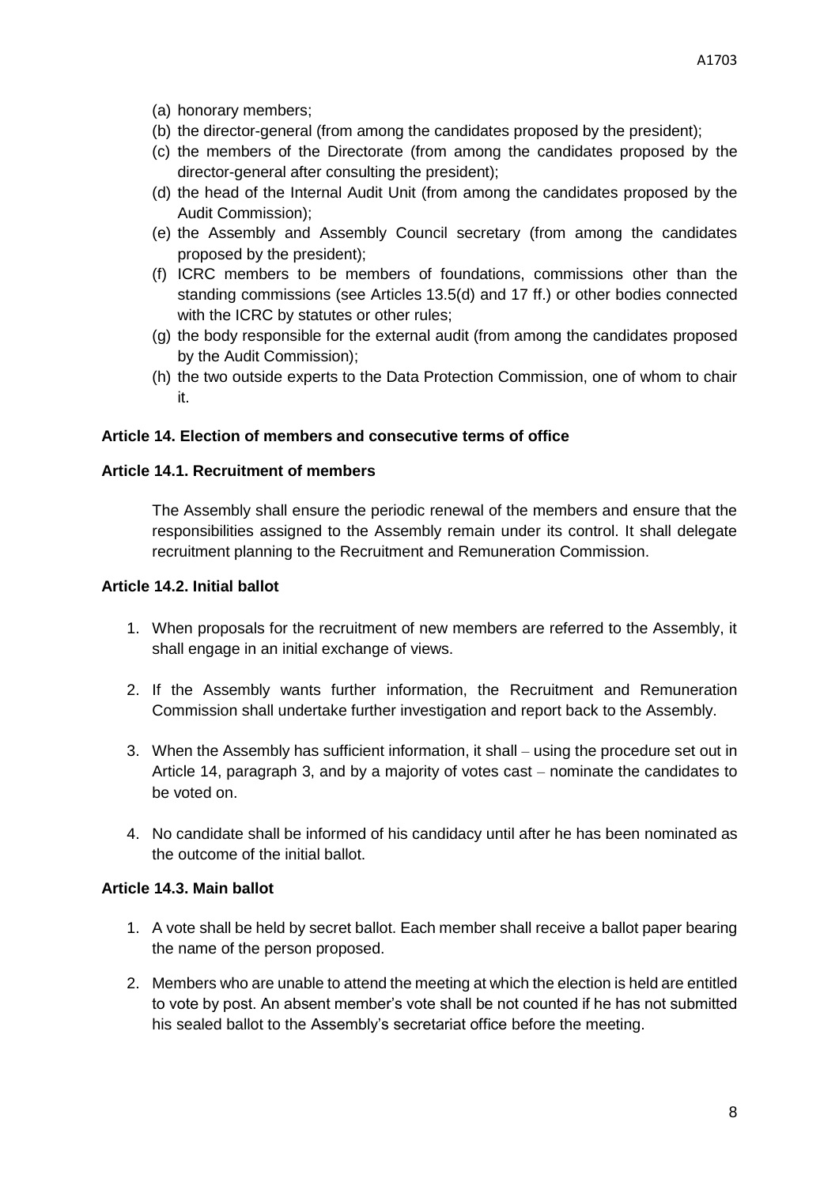(a) honorary members;
(b) the director-general (from among the candidates proposed by the president);
(c) the members of the Directorate (from among the candidates proposed by the director-general after consulting the president);
(d) the head of the Internal Audit Unit (from among the candidates proposed by the Audit Commission);
(e) the Assembly and Assembly Council secretary (from among the candidates proposed by the president);
(f) ICRC members to be members of foundations, commissions other than the standing commissions (see Articles 13.5(d) and 17 ff.) or other bodies connected with the ICRC by statutes or other rules;
(g) the body responsible for the external audit (from among the candidates proposed by the Audit Commission);
(h) the two outside experts to the Data Protection Commission, one of whom to chair it.

**Article 14. Election of members and consecutive terms of office**

**Article 14.1. Recruitment of members**

The Assembly shall ensure the periodic renewal of the members and ensure that the responsibilities assigned to the Assembly remain under its control. It shall delegate recruitment planning to the Recruitment and Remuneration Commission.

**Article 14.2. Initial ballot**

1. When proposals for the recruitment of new members are referred to the Assembly, it shall engage in an initial exchange of views.

2. If the Assembly wants further information, the Recruitment and Remuneration Commission shall undertake further investigation and report back to the Assembly.

3. When the Assembly has sufficient information, it shall – using the procedure set out in Article 14, paragraph 3, and by a majority of votes cast – nominate the candidates to be voted on.

4. No candidate shall be informed of his candidacy until after he has been nominated as the outcome of the initial ballot.

**Article 14.3. Main ballot**

1. A vote shall be held by secret ballot. Each member shall receive a ballot paper bearing the name of the person proposed.

2. Members who are unable to attend the meeting at which the election is held are entitled to vote by post. An absent member's vote shall be not counted if he has not submitted his sealed ballot to the Assembly's secretariat office before the meeting.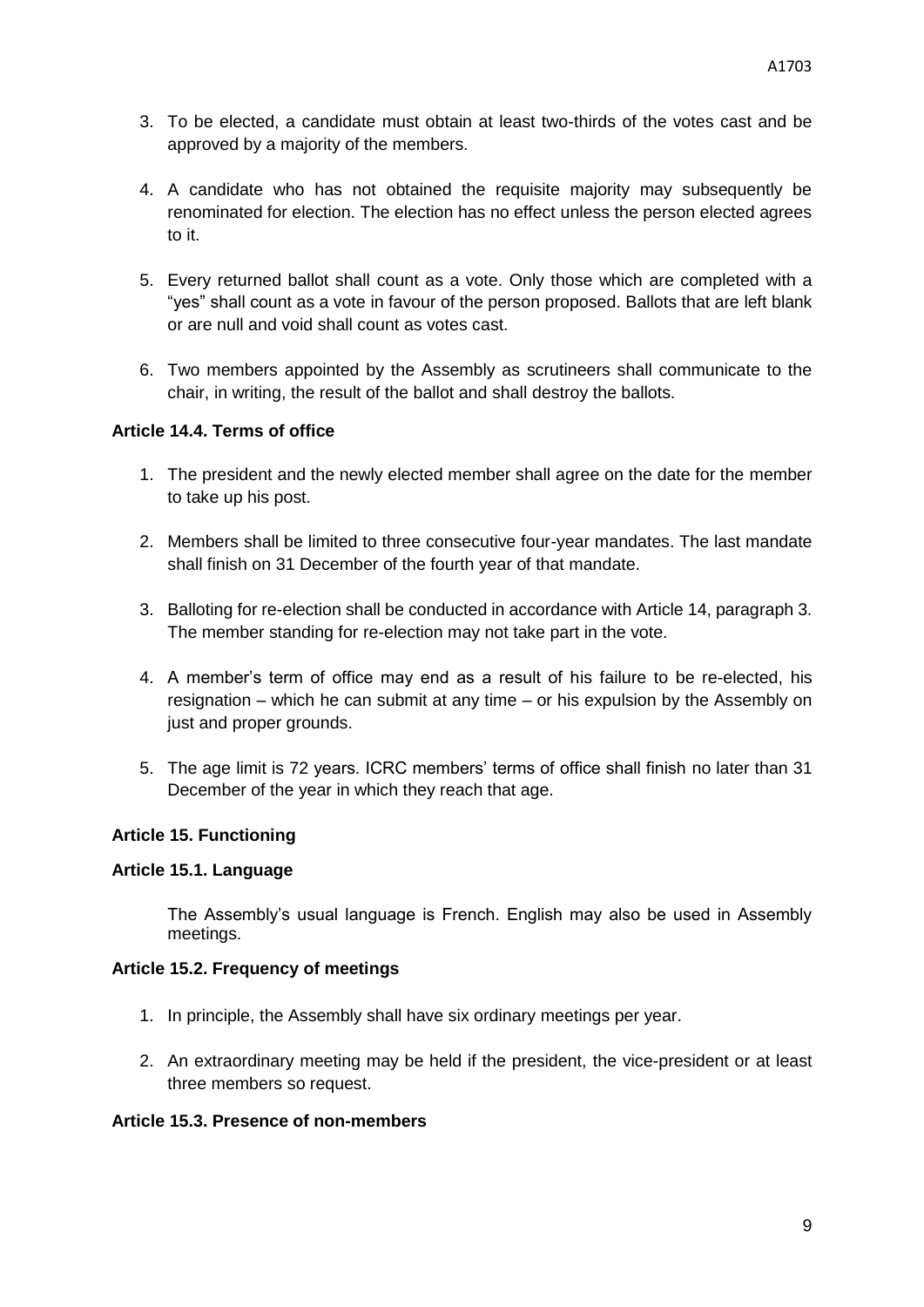3. To be elected, a candidate must obtain at least two-thirds of the votes cast and be approved by a majority of the members.

4. A candidate who has not obtained the requisite majority may subsequently be renominated for election. The election has no effect unless the person elected agrees to it.

5. Every returned ballot shall count as a vote. Only those which are completed with a "yes" shall count as a vote in favour of the person proposed. Ballots that are left blank or are null and void shall count as votes cast.

6. Two members appointed by the Assembly as scrutineers shall communicate to the chair, in writing, the result of the ballot and shall destroy the ballots.

#### Article 14.4. Terms of office

1. The president and the newly elected member shall agree on the date for the member to take up his post.

2. Members shall be limited to three consecutive four-year mandates. The last mandate shall finish on 31 December of the fourth year of that mandate.

3. Balloting for re-election shall be conducted in accordance with Article 14, paragraph 3. The member standing for re-election may not take part in the vote.

4. A member's term of office may end as a result of his failure to be re-elected, his resignation – which he can submit at any time – or his expulsion by the Assembly on just and proper grounds.

5. The age limit is 72 years. ICRC members' terms of office shall finish no later than 31 December of the year in which they reach that age.

### Article 15. Functioning

#### Article 15.1. Language

The Assembly's usual language is French. English may also be used in Assembly meetings.

#### Article 15.2. Frequency of meetings

1. In principle, the Assembly shall have six ordinary meetings per year.

2. An extraordinary meeting may be held if the president, the vice-president or at least three members so request.

#### Article 15.3. Presence of non-members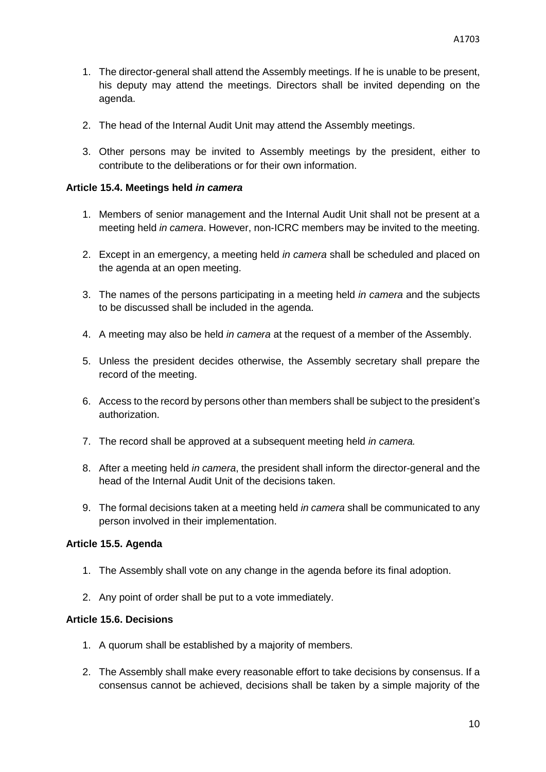1. The director-general shall attend the Assembly meetings. If he is unable to be present, his deputy may attend the meetings. Directors shall be invited depending on the agenda.

2. The head of the Internal Audit Unit may attend the Assembly meetings.

3. Other persons may be invited to Assembly meetings by the president, either to contribute to the deliberations or for their own information.

#### Article 15.4. Meetings held *in camera*

1. Members of senior management and the Internal Audit Unit shall not be present at a meeting held *in camera*. However, non-ICRC members may be invited to the meeting.

2. Except in an emergency, a meeting held *in camera* shall be scheduled and placed on the agenda at an open meeting.

3. The names of the persons participating in a meeting held *in camera* and the subjects to be discussed shall be included in the agenda.

4. A meeting may also be held *in camera* at the request of a member of the Assembly.

5. Unless the president decides otherwise, the Assembly secretary shall prepare the record of the meeting.

6. Access to the record by persons other than members shall be subject to the president's authorization.

7. The record shall be approved at a subsequent meeting held *in camera.*

8. After a meeting held *in camera*, the president shall inform the director-general and the head of the Internal Audit Unit of the decisions taken.

9. The formal decisions taken at a meeting held *in camera* shall be communicated to any person involved in their implementation.

#### Article 15.5. Agenda

1. The Assembly shall vote on any change in the agenda before its final adoption.

2. Any point of order shall be put to a vote immediately.

#### Article 15.6. Decisions

1. A quorum shall be established by a majority of members.

2. The Assembly shall make every reasonable effort to take decisions by consensus. If a consensus cannot be achieved, decisions shall be taken by a simple majority of the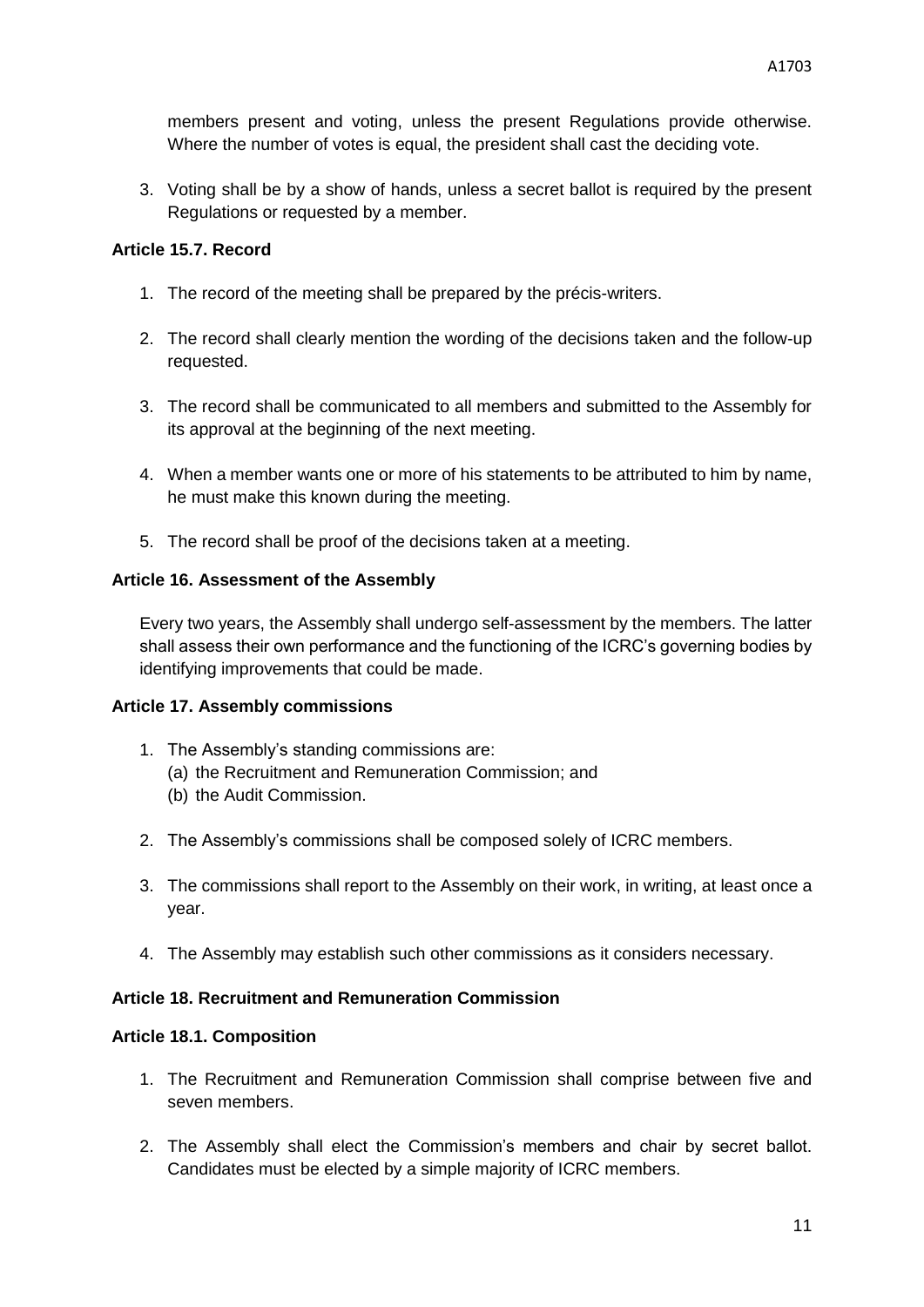members present and voting, unless the present Regulations provide otherwise. Where the number of votes is equal, the president shall cast the deciding vote.

3. Voting shall be by a show of hands, unless a secret ballot is required by the present Regulations or requested by a member.

**Article 15.7. Record**

1. The record of the meeting shall be prepared by the précis-writers.

2. The record shall clearly mention the wording of the decisions taken and the follow-up requested.

3. The record shall be communicated to all members and submitted to the Assembly for its approval at the beginning of the next meeting.

4. When a member wants one or more of his statements to be attributed to him by name, he must make this known during the meeting.

5. The record shall be proof of the decisions taken at a meeting.

**Article 16. Assessment of the Assembly**

Every two years, the Assembly shall undergo self-assessment by the members. The latter shall assess their own performance and the functioning of the ICRC's governing bodies by identifying improvements that could be made.

**Article 17. Assembly commissions**

1. The Assembly's standing commissions are:
   (a) the Recruitment and Remuneration Commission; and
   (b) the Audit Commission.

2. The Assembly's commissions shall be composed solely of ICRC members.

3. The commissions shall report to the Assembly on their work, in writing, at least once a year.

4. The Assembly may establish such other commissions as it considers necessary.

**Article 18. Recruitment and Remuneration Commission**

**Article 18.1. Composition**

1. The Recruitment and Remuneration Commission shall comprise between five and seven members.

2. The Assembly shall elect the Commission's members and chair by secret ballot. Candidates must be elected by a simple majority of ICRC members.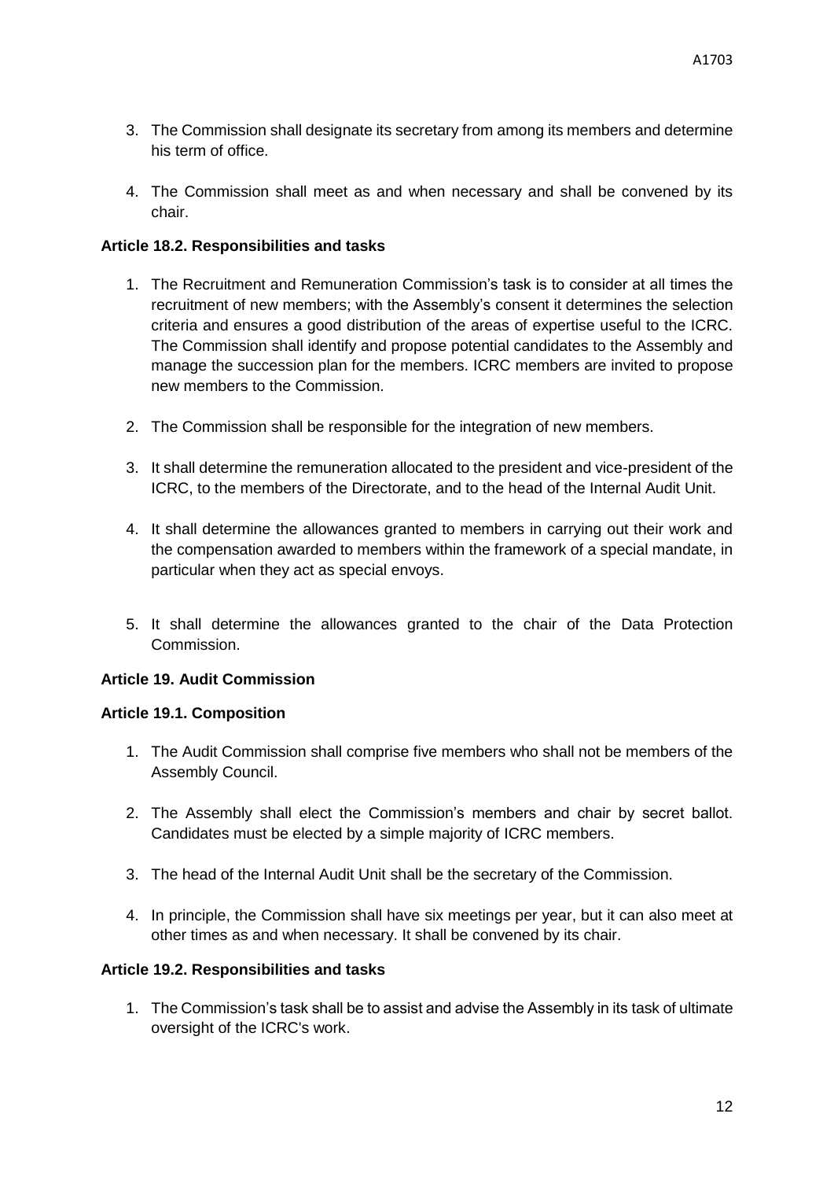3. The Commission shall designate its secretary from among its members and determine his term of office.

4. The Commission shall meet as and when necessary and shall be convened by its chair.

**Article 18.2. Responsibilities and tasks**

1. The Recruitment and Remuneration Commission's task is to consider at all times the recruitment of new members; with the Assembly's consent it determines the selection criteria and ensures a good distribution of the areas of expertise useful to the ICRC. The Commission shall identify and propose potential candidates to the Assembly and manage the succession plan for the members. ICRC members are invited to propose new members to the Commission.

2. The Commission shall be responsible for the integration of new members.

3. It shall determine the remuneration allocated to the president and vice-president of the ICRC, to the members of the Directorate, and to the head of the Internal Audit Unit.

4. It shall determine the allowances granted to members in carrying out their work and the compensation awarded to members within the framework of a special mandate, in particular when they act as special envoys.

5. It shall determine the allowances granted to the chair of the Data Protection Commission.

**Article 19. Audit Commission**

**Article 19.1. Composition**

1. The Audit Commission shall comprise five members who shall not be members of the Assembly Council.

2. The Assembly shall elect the Commission's members and chair by secret ballot. Candidates must be elected by a simple majority of ICRC members.

3. The head of the Internal Audit Unit shall be the secretary of the Commission.

4. In principle, the Commission shall have six meetings per year, but it can also meet at other times as and when necessary. It shall be convened by its chair.

**Article 19.2. Responsibilities and tasks**

1. The Commission's task shall be to assist and advise the Assembly in its task of ultimate oversight of the ICRC's work.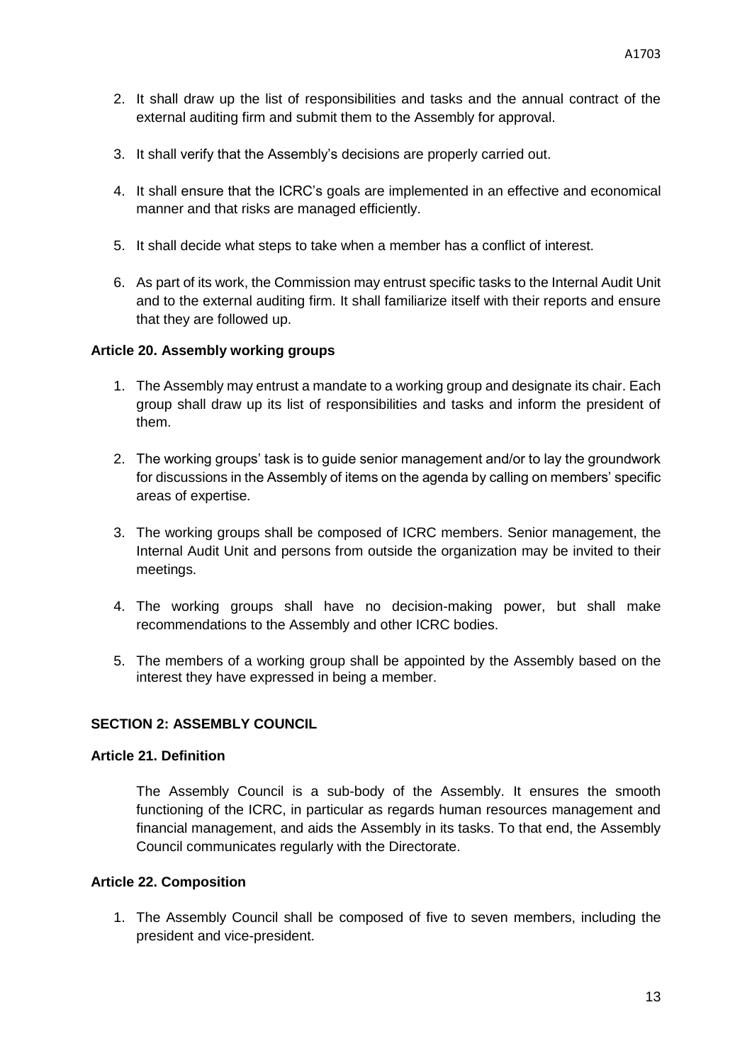2. It shall draw up the list of responsibilities and tasks and the annual contract of the external auditing firm and submit them to the Assembly for approval.

3. It shall verify that the Assembly's decisions are properly carried out.

4. It shall ensure that the ICRC's goals are implemented in an effective and economical manner and that risks are managed efficiently.

5. It shall decide what steps to take when a member has a conflict of interest.

6. As part of its work, the Commission may entrust specific tasks to the Internal Audit Unit and to the external auditing firm. It shall familiarize itself with their reports and ensure that they are followed up.

#### Article 20. Assembly working groups

1. The Assembly may entrust a mandate to a working group and designate its chair. Each group shall draw up its list of responsibilities and tasks and inform the president of them.

2. The working groups' task is to guide senior management and/or to lay the groundwork for discussions in the Assembly of items on the agenda by calling on members' specific areas of expertise.

3. The working groups shall be composed of ICRC members. Senior management, the Internal Audit Unit and persons from outside the organization may be invited to their meetings.

4. The working groups shall have no decision-making power, but shall make recommendations to the Assembly and other ICRC bodies.

5. The members of a working group shall be appointed by the Assembly based on the interest they have expressed in being a member.

### SECTION 2: ASSEMBLY COUNCIL

#### Article 21. Definition

The Assembly Council is a sub-body of the Assembly. It ensures the smooth functioning of the ICRC, in particular as regards human resources management and financial management, and aids the Assembly in its tasks. To that end, the Assembly Council communicates regularly with the Directorate.

#### Article 22. Composition

1. The Assembly Council shall be composed of five to seven members, including the president and vice-president.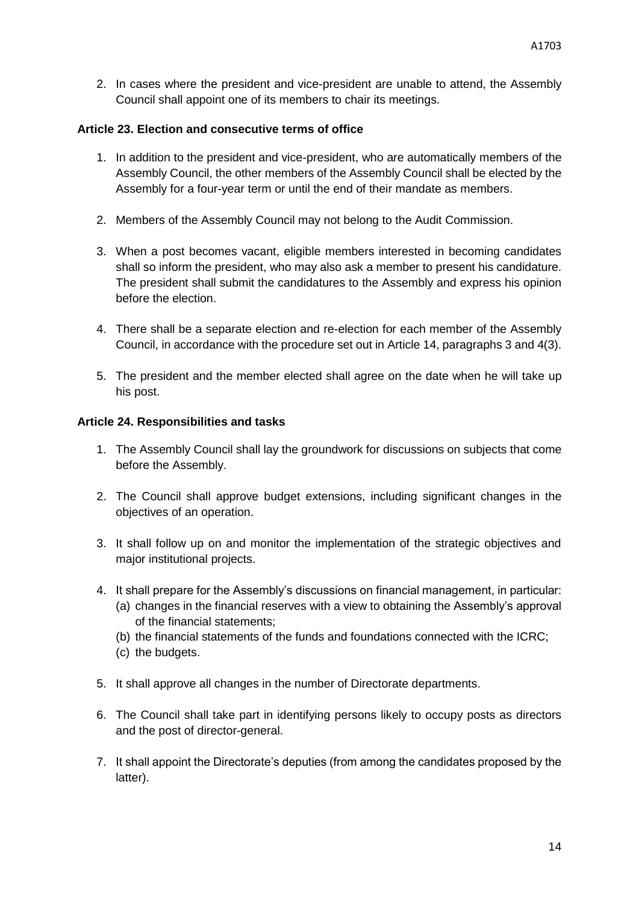2. In cases where the president and vice-president are unable to attend, the Assembly Council shall appoint one of its members to chair its meetings.

### Article 23. Election and consecutive terms of office

1. In addition to the president and vice-president, who are automatically members of the Assembly Council, the other members of the Assembly Council shall be elected by the Assembly for a four-year term or until the end of their mandate as members.

2. Members of the Assembly Council may not belong to the Audit Commission.

3. When a post becomes vacant, eligible members interested in becoming candidates shall so inform the president, who may also ask a member to present his candidature. The president shall submit the candidatures to the Assembly and express his opinion before the election.

4. There shall be a separate election and re-election for each member of the Assembly Council, in accordance with the procedure set out in Article 14, paragraphs 3 and 4(3).

5. The president and the member elected shall agree on the date when he will take up his post.

### Article 24. Responsibilities and tasks

1. The Assembly Council shall lay the groundwork for discussions on subjects that come before the Assembly.

2. The Council shall approve budget extensions, including significant changes in the objectives of an operation.

3. It shall follow up on and monitor the implementation of the strategic objectives and major institutional projects.

4. It shall prepare for the Assembly's discussions on financial management, in particular:
   (a) changes in the financial reserves with a view to obtaining the Assembly's approval of the financial statements;
   (b) the financial statements of the funds and foundations connected with the ICRC;
   (c) the budgets.

5. It shall approve all changes in the number of Directorate departments.

6. The Council shall take part in identifying persons likely to occupy posts as directors and the post of director-general.

7. It shall appoint the Directorate's deputies (from among the candidates proposed by the latter).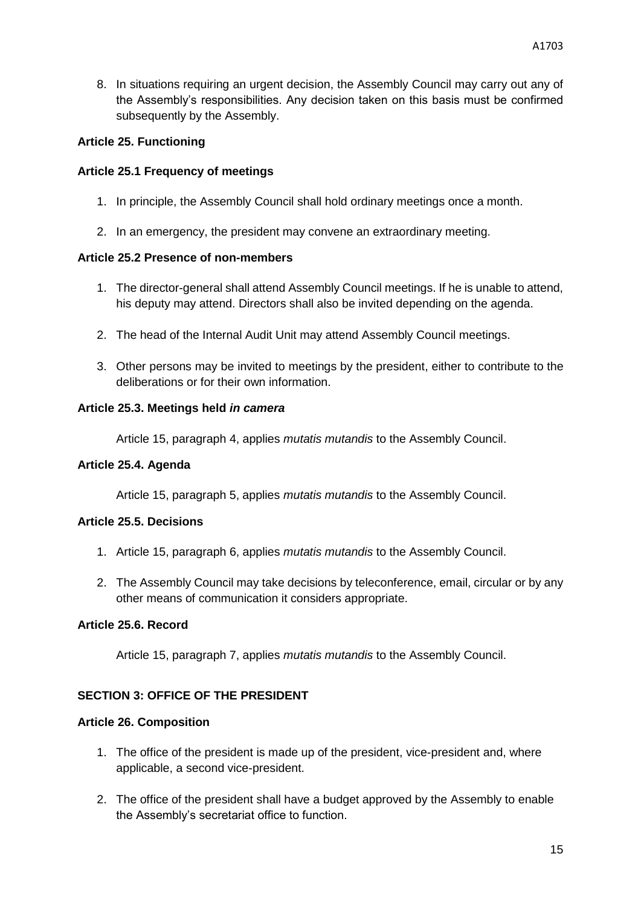8. In situations requiring an urgent decision, the Assembly Council may carry out any of the Assembly's responsibilities. Any decision taken on this basis must be confirmed subsequently by the Assembly.

**Article 25. Functioning**

**Article 25.1 Frequency of meetings**

1. In principle, the Assembly Council shall hold ordinary meetings once a month.
2. In an emergency, the president may convene an extraordinary meeting.

**Article 25.2 Presence of non-members**

1. The director-general shall attend Assembly Council meetings. If he is unable to attend, his deputy may attend. Directors shall also be invited depending on the agenda.
2. The head of the Internal Audit Unit may attend Assembly Council meetings.
3. Other persons may be invited to meetings by the president, either to contribute to the deliberations or for their own information.

**Article 25.3. Meetings held *in camera***

Article 15, paragraph 4, applies *mutatis mutandis* to the Assembly Council.

**Article 25.4. Agenda**

Article 15, paragraph 5, applies *mutatis mutandis* to the Assembly Council.

**Article 25.5. Decisions**

1. Article 15, paragraph 6, applies *mutatis mutandis* to the Assembly Council.
2. The Assembly Council may take decisions by teleconference, email, circular or by any other means of communication it considers appropriate.

**Article 25.6. Record**

Article 15, paragraph 7, applies *mutatis mutandis* to the Assembly Council.

**SECTION 3: OFFICE OF THE PRESIDENT**

**Article 26. Composition**

1. The office of the president is made up of the president, vice-president and, where applicable, a second vice-president.
2. The office of the president shall have a budget approved by the Assembly to enable the Assembly's secretariat office to function.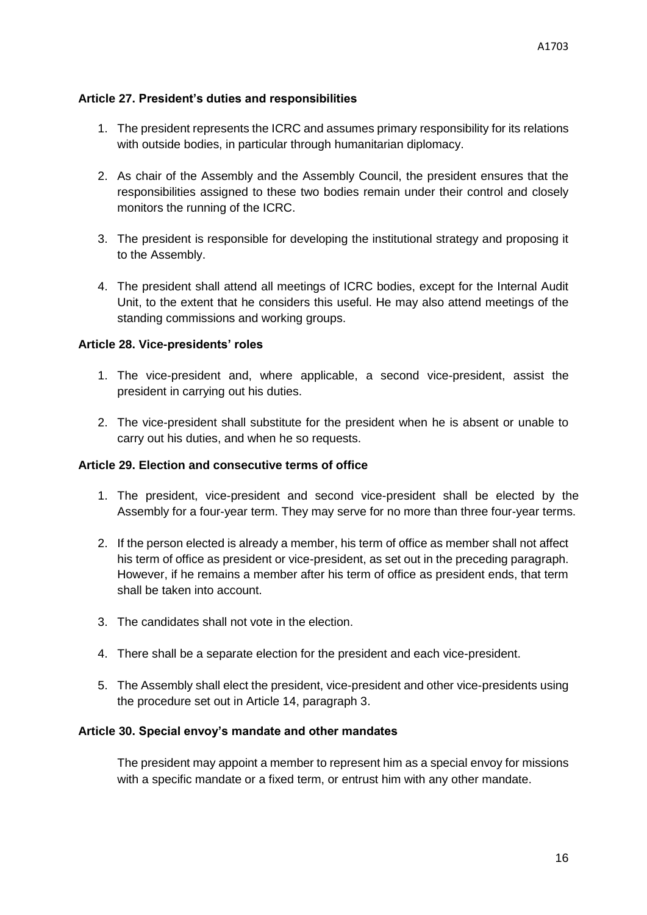**Article 27. President's duties and responsibilities**

1. The president represents the ICRC and assumes primary responsibility for its relations with outside bodies, in particular through humanitarian diplomacy.

2. As chair of the Assembly and the Assembly Council, the president ensures that the responsibilities assigned to these two bodies remain under their control and closely monitors the running of the ICRC.

3. The president is responsible for developing the institutional strategy and proposing it to the Assembly.

4. The president shall attend all meetings of ICRC bodies, except for the Internal Audit Unit, to the extent that he considers this useful. He may also attend meetings of the standing commissions and working groups.

**Article 28. Vice-presidents' roles**

1. The vice-president and, where applicable, a second vice-president, assist the president in carrying out his duties.

2. The vice-president shall substitute for the president when he is absent or unable to carry out his duties, and when he so requests.

**Article 29. Election and consecutive terms of office**

1. The president, vice-president and second vice-president shall be elected by the Assembly for a four-year term. They may serve for no more than three four-year terms.

2. If the person elected is already a member, his term of office as member shall not affect his term of office as president or vice-president, as set out in the preceding paragraph. However, if he remains a member after his term of office as president ends, that term shall be taken into account.

3. The candidates shall not vote in the election.

4. There shall be a separate election for the president and each vice-president.

5. The Assembly shall elect the president, vice-president and other vice-presidents using the procedure set out in Article 14, paragraph 3.

**Article 30. Special envoy's mandate and other mandates**

The president may appoint a member to represent him as a special envoy for missions with a specific mandate or a fixed term, or entrust him with any other mandate.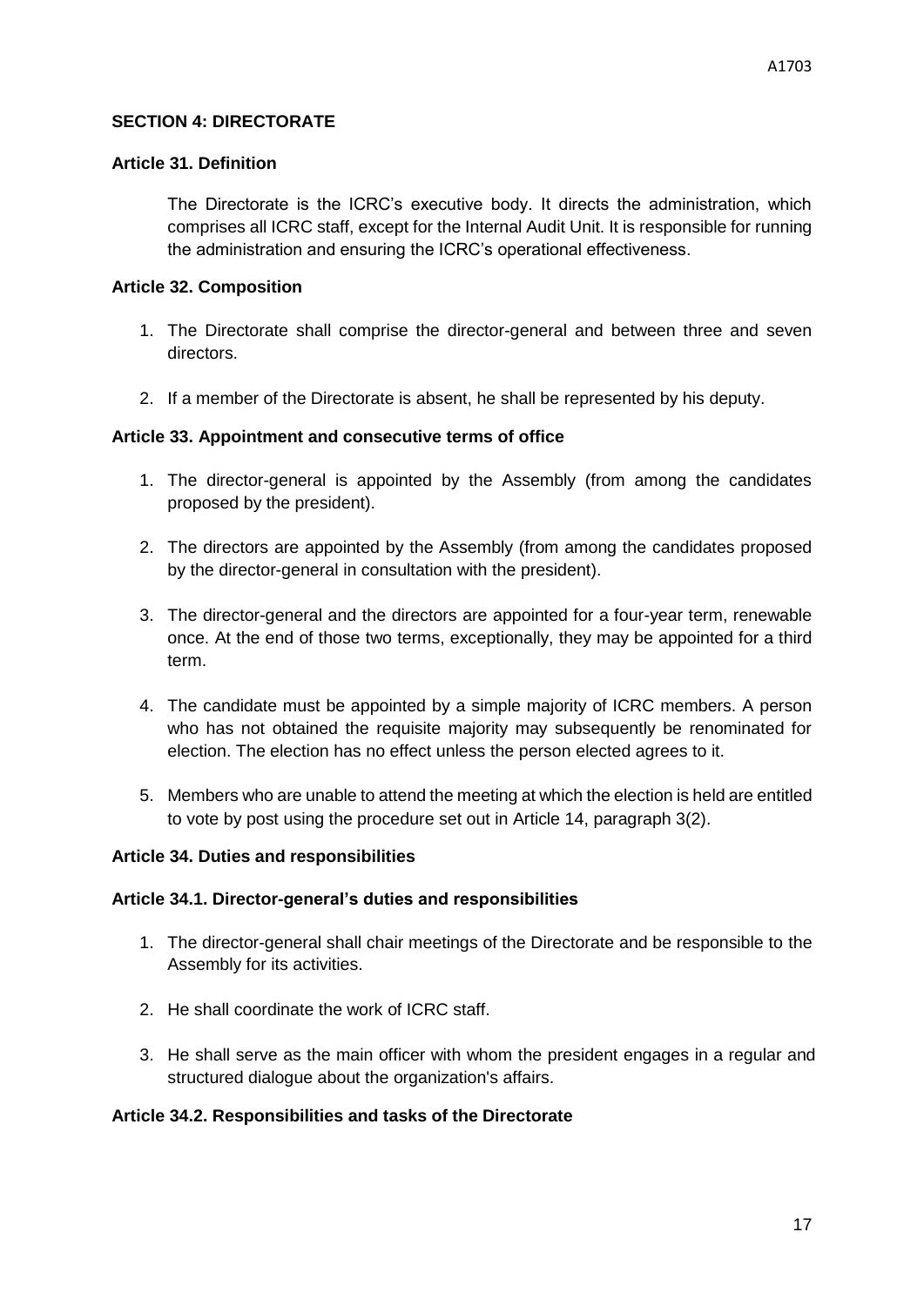## SECTION 4: DIRECTORATE

### Article 31. Definition

The Directorate is the ICRC's executive body. It directs the administration, which comprises all ICRC staff, except for the Internal Audit Unit. It is responsible for running the administration and ensuring the ICRC's operational effectiveness.

### Article 32. Composition

1. The Directorate shall comprise the director-general and between three and seven directors.
2. If a member of the Directorate is absent, he shall be represented by his deputy.

### Article 33. Appointment and consecutive terms of office

1. The director-general is appointed by the Assembly (from among the candidates proposed by the president).
2. The directors are appointed by the Assembly (from among the candidates proposed by the director-general in consultation with the president).
3. The director-general and the directors are appointed for a four-year term, renewable once. At the end of those two terms, exceptionally, they may be appointed for a third term.
4. The candidate must be appointed by a simple majority of ICRC members. A person who has not obtained the requisite majority may subsequently be renominated for election. The election has no effect unless the person elected agrees to it.
5. Members who are unable to attend the meeting at which the election is held are entitled to vote by post using the procedure set out in Article 14, paragraph 3(2).

### Article 34. Duties and responsibilities

### Article 34.1. Director-general's duties and responsibilities

1. The director-general shall chair meetings of the Directorate and be responsible to the Assembly for its activities.
2. He shall coordinate the work of ICRC staff.
3. He shall serve as the main officer with whom the president engages in a regular and structured dialogue about the organization's affairs.

### Article 34.2. Responsibilities and tasks of the Directorate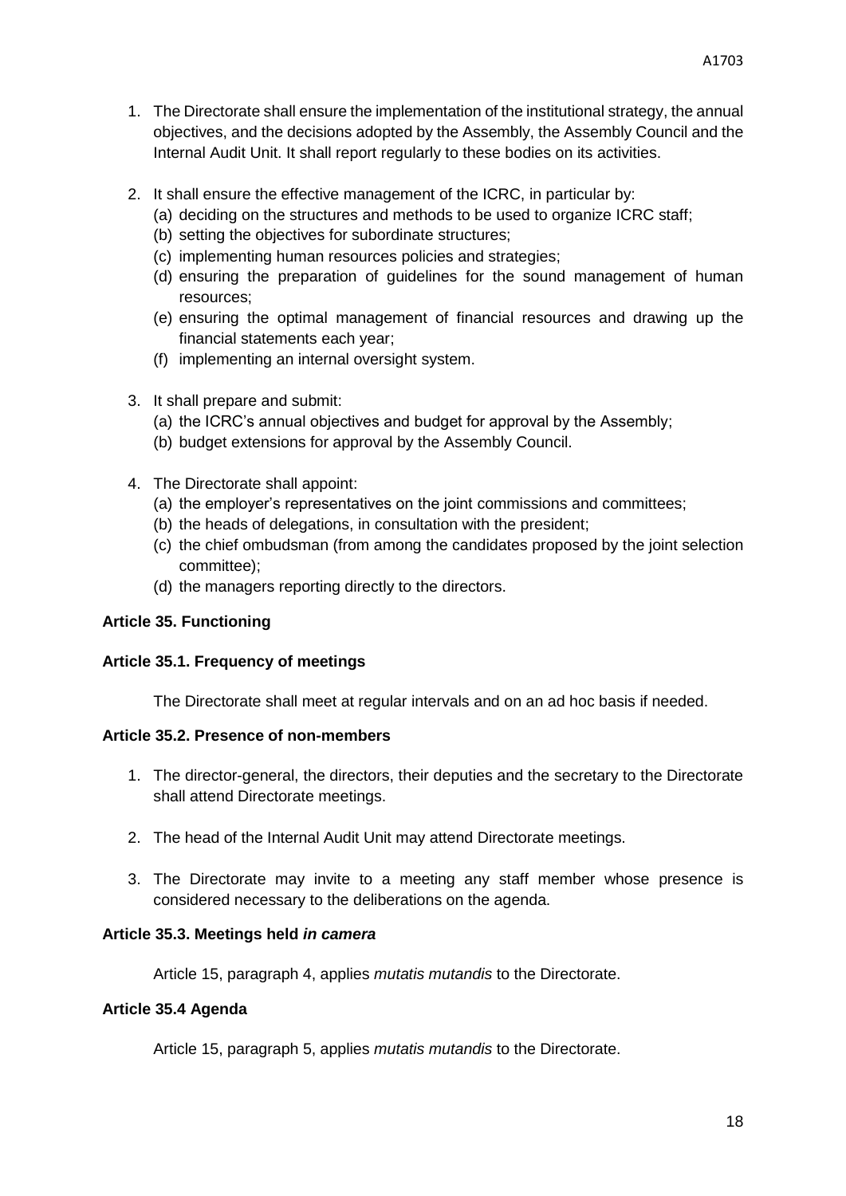1. The Directorate shall ensure the implementation of the institutional strategy, the annual objectives, and the decisions adopted by the Assembly, the Assembly Council and the Internal Audit Unit. It shall report regularly to these bodies on its activities.

2. It shall ensure the effective management of the ICRC, in particular by:
   (a) deciding on the structures and methods to be used to organize ICRC staff;
   (b) setting the objectives for subordinate structures;
   (c) implementing human resources policies and strategies;
   (d) ensuring the preparation of guidelines for the sound management of human resources;
   (e) ensuring the optimal management of financial resources and drawing up the financial statements each year;
   (f) implementing an internal oversight system.

3. It shall prepare and submit:
   (a) the ICRC's annual objectives and budget for approval by the Assembly;
   (b) budget extensions for approval by the Assembly Council.

4. The Directorate shall appoint:
   (a) the employer's representatives on the joint commissions and committees;
   (b) the heads of delegations, in consultation with the president;
   (c) the chief ombudsman (from among the candidates proposed by the joint selection committee);
   (d) the managers reporting directly to the directors.

**Article 35. Functioning**

**Article 35.1. Frequency of meetings**

The Directorate shall meet at regular intervals and on an ad hoc basis if needed.

**Article 35.2. Presence of non-members**

1. The director-general, the directors, their deputies and the secretary to the Directorate shall attend Directorate meetings.

2. The head of the Internal Audit Unit may attend Directorate meetings.

3. The Directorate may invite to a meeting any staff member whose presence is considered necessary to the deliberations on the agenda.

**Article 35.3. Meetings held *in camera***

Article 15, paragraph 4, applies *mutatis mutandis* to the Directorate.

**Article 35.4 Agenda**

Article 15, paragraph 5, applies *mutatis mutandis* to the Directorate.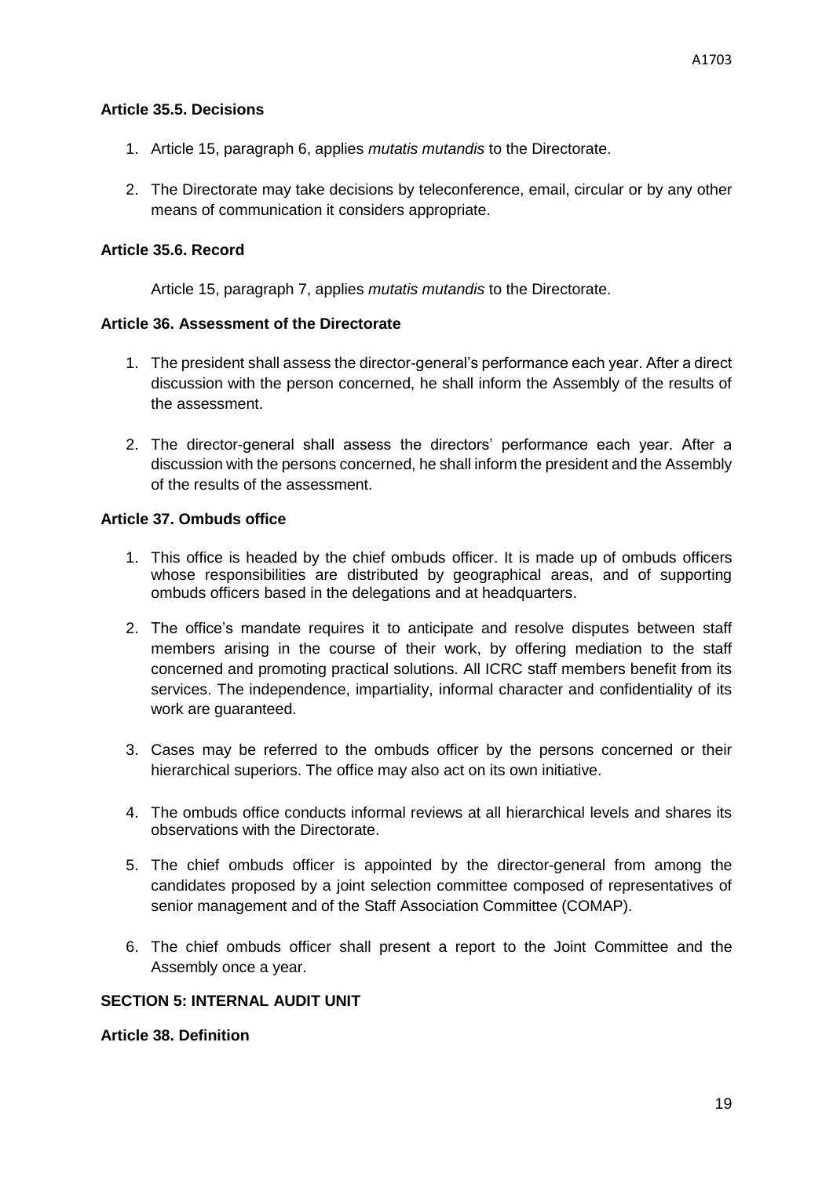**Article 35.5. Decisions**

1. Article 15, paragraph 6, applies *mutatis mutandis* to the Directorate.

2. The Directorate may take decisions by teleconference, email, circular or by any other means of communication it considers appropriate.

**Article 35.6. Record**

Article 15, paragraph 7, applies *mutatis mutandis* to the Directorate.

**Article 36. Assessment of the Directorate**

1. The president shall assess the director-general's performance each year. After a direct discussion with the person concerned, he shall inform the Assembly of the results of the assessment.

2. The director-general shall assess the directors' performance each year. After a discussion with the persons concerned, he shall inform the president and the Assembly of the results of the assessment.

**Article 37. Ombuds office**

1. This office is headed by the chief ombuds officer. It is made up of ombuds officers whose responsibilities are distributed by geographical areas, and of supporting ombuds officers based in the delegations and at headquarters.

2. The office's mandate requires it to anticipate and resolve disputes between staff members arising in the course of their work, by offering mediation to the staff concerned and promoting practical solutions. All ICRC staff members benefit from its services. The independence, impartiality, informal character and confidentiality of its work are guaranteed.

3. Cases may be referred to the ombuds officer by the persons concerned or their hierarchical superiors. The office may also act on its own initiative.

4. The ombuds office conducts informal reviews at all hierarchical levels and shares its observations with the Directorate.

5. The chief ombuds officer is appointed by the director-general from among the candidates proposed by a joint selection committee composed of representatives of senior management and of the Staff Association Committee (COMAP).

6. The chief ombuds officer shall present a report to the Joint Committee and the Assembly once a year.

**SECTION 5: INTERNAL AUDIT UNIT**

**Article 38. Definition**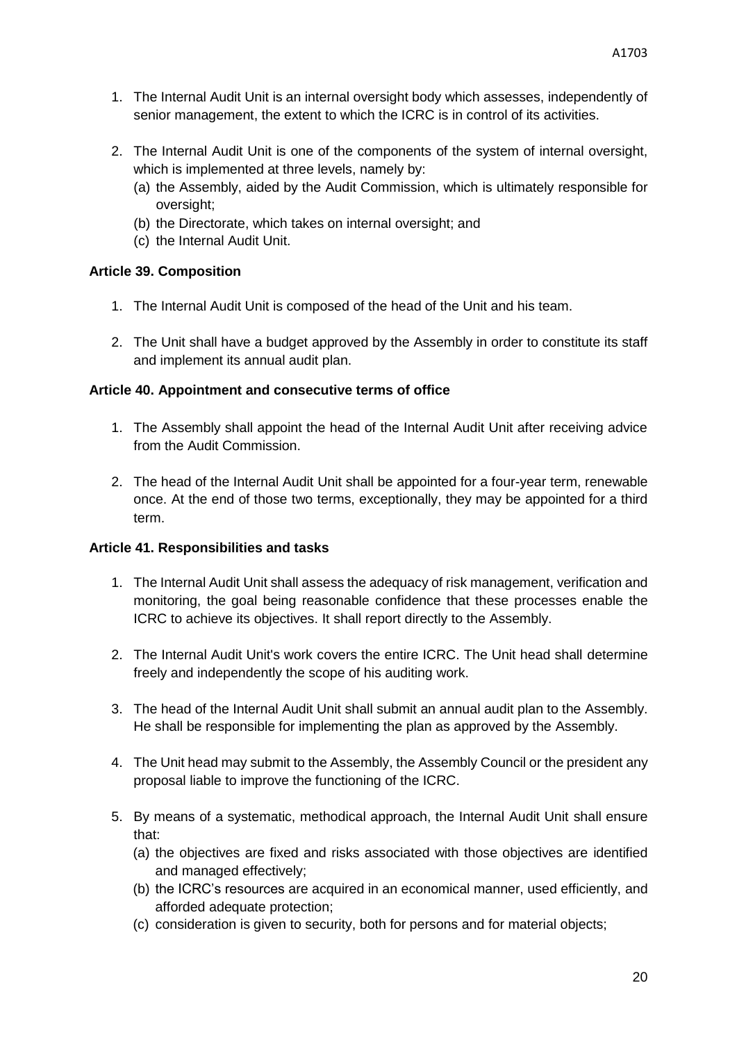1. The Internal Audit Unit is an internal oversight body which assesses, independently of senior management, the extent to which the ICRC is in control of its activities.

2. The Internal Audit Unit is one of the components of the system of internal oversight, which is implemented at three levels, namely by:
   (a) the Assembly, aided by the Audit Commission, which is ultimately responsible for oversight;
   (b) the Directorate, which takes on internal oversight; and
   (c) the Internal Audit Unit.

### Article 39. Composition

1. The Internal Audit Unit is composed of the head of the Unit and his team.

2. The Unit shall have a budget approved by the Assembly in order to constitute its staff and implement its annual audit plan.

### Article 40. Appointment and consecutive terms of office

1. The Assembly shall appoint the head of the Internal Audit Unit after receiving advice from the Audit Commission.

2. The head of the Internal Audit Unit shall be appointed for a four-year term, renewable once. At the end of those two terms, exceptionally, they may be appointed for a third term.

### Article 41. Responsibilities and tasks

1. The Internal Audit Unit shall assess the adequacy of risk management, verification and monitoring, the goal being reasonable confidence that these processes enable the ICRC to achieve its objectives. It shall report directly to the Assembly.

2. The Internal Audit Unit's work covers the entire ICRC. The Unit head shall determine freely and independently the scope of his auditing work.

3. The head of the Internal Audit Unit shall submit an annual audit plan to the Assembly. He shall be responsible for implementing the plan as approved by the Assembly.

4. The Unit head may submit to the Assembly, the Assembly Council or the president any proposal liable to improve the functioning of the ICRC.

5. By means of a systematic, methodical approach, the Internal Audit Unit shall ensure that:
   (a) the objectives are fixed and risks associated with those objectives are identified and managed effectively;
   (b) the ICRC's resources are acquired in an economical manner, used efficiently, and afforded adequate protection;
   (c) consideration is given to security, both for persons and for material objects;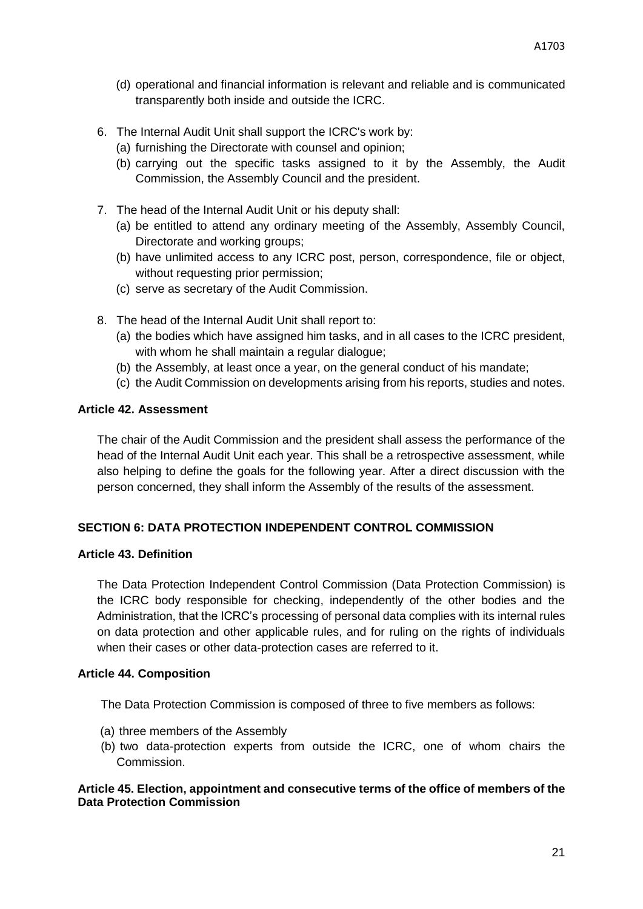(d) operational and financial information is relevant and reliable and is communicated transparently both inside and outside the ICRC.

6. The Internal Audit Unit shall support the ICRC's work by:
   (a) furnishing the Directorate with counsel and opinion;
   (b) carrying out the specific tasks assigned to it by the Assembly, the Audit Commission, the Assembly Council and the president.

7. The head of the Internal Audit Unit or his deputy shall:
   (a) be entitled to attend any ordinary meeting of the Assembly, Assembly Council, Directorate and working groups;
   (b) have unlimited access to any ICRC post, person, correspondence, file or object, without requesting prior permission;
   (c) serve as secretary of the Audit Commission.

8. The head of the Internal Audit Unit shall report to:
   (a) the bodies which have assigned him tasks, and in all cases to the ICRC president, with whom he shall maintain a regular dialogue;
   (b) the Assembly, at least once a year, on the general conduct of his mandate;
   (c) the Audit Commission on developments arising from his reports, studies and notes.

**Article 42. Assessment**

The chair of the Audit Commission and the president shall assess the performance of the head of the Internal Audit Unit each year. This shall be a retrospective assessment, while also helping to define the goals for the following year. After a direct discussion with the person concerned, they shall inform the Assembly of the results of the assessment.

## SECTION 6: DATA PROTECTION INDEPENDENT CONTROL COMMISSION

**Article 43. Definition**

The Data Protection Independent Control Commission (Data Protection Commission) is the ICRC body responsible for checking, independently of the other bodies and the Administration, that the ICRC's processing of personal data complies with its internal rules on data protection and other applicable rules, and for ruling on the rights of individuals when their cases or other data-protection cases are referred to it.

**Article 44. Composition**

The Data Protection Commission is composed of three to five members as follows:

(a) three members of the Assembly
(b) two data-protection experts from outside the ICRC, one of whom chairs the Commission.

**Article 45. Election, appointment and consecutive terms of the office of members of the Data Protection Commission**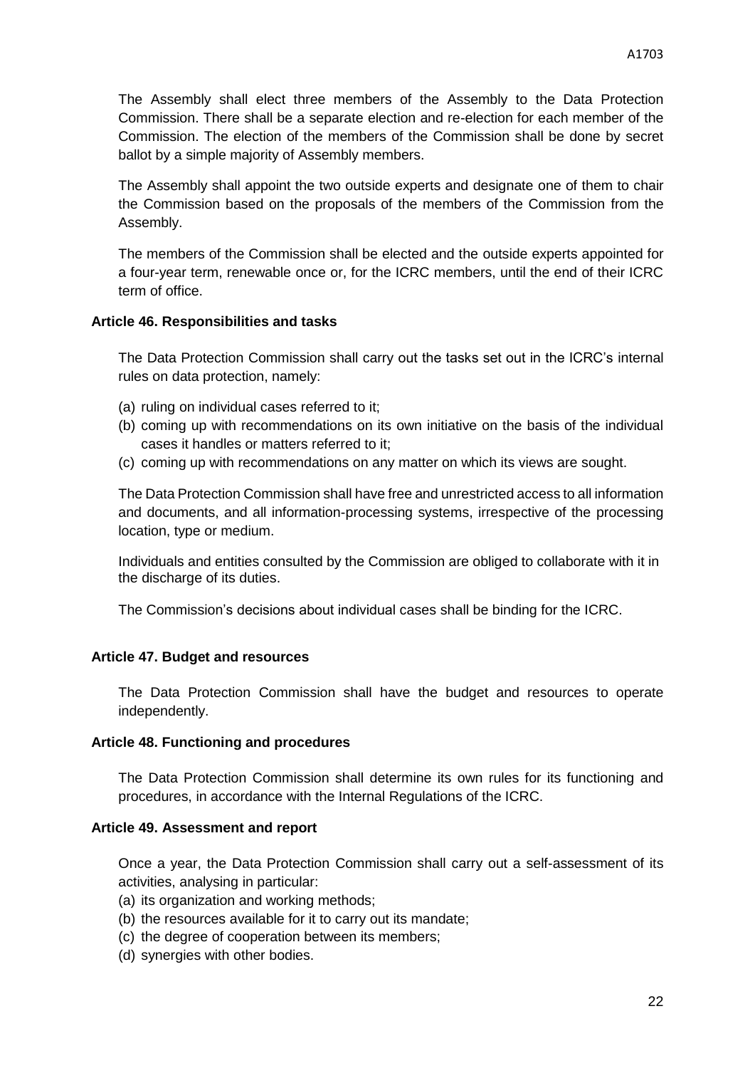The Assembly shall elect three members of the Assembly to the Data Protection Commission. There shall be a separate election and re-election for each member of the Commission. The election of the members of the Commission shall be done by secret ballot by a simple majority of Assembly members.

The Assembly shall appoint the two outside experts and designate one of them to chair the Commission based on the proposals of the members of the Commission from the Assembly.

The members of the Commission shall be elected and the outside experts appointed for a four-year term, renewable once or, for the ICRC members, until the end of their ICRC term of office.

### Article 46. Responsibilities and tasks

The Data Protection Commission shall carry out the tasks set out in the ICRC's internal rules on data protection, namely:

(a) ruling on individual cases referred to it;
(b) coming up with recommendations on its own initiative on the basis of the individual cases it handles or matters referred to it;
(c) coming up with recommendations on any matter on which its views are sought.

The Data Protection Commission shall have free and unrestricted access to all information and documents, and all information-processing systems, irrespective of the processing location, type or medium.

Individuals and entities consulted by the Commission are obliged to collaborate with it in the discharge of its duties.

The Commission's decisions about individual cases shall be binding for the ICRC.

### Article 47. Budget and resources

The Data Protection Commission shall have the budget and resources to operate independently.

### Article 48. Functioning and procedures

The Data Protection Commission shall determine its own rules for its functioning and procedures, in accordance with the Internal Regulations of the ICRC.

### Article 49. Assessment and report

Once a year, the Data Protection Commission shall carry out a self-assessment of its activities, analysing in particular:

(a) its organization and working methods;
(b) the resources available for it to carry out its mandate;
(c) the degree of cooperation between its members;
(d) synergies with other bodies.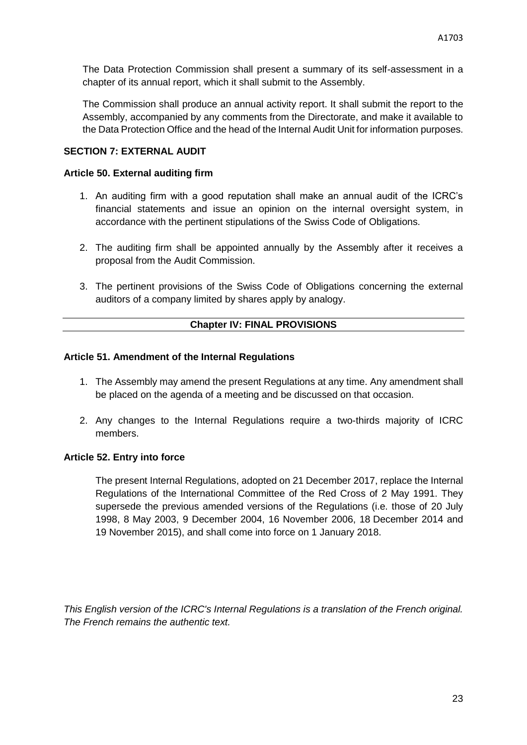The Data Protection Commission shall present a summary of its self-assessment in a chapter of its annual report, which it shall submit to the Assembly.

The Commission shall produce an annual activity report. It shall submit the report to the Assembly, accompanied by any comments from the Directorate, and make it available to the Data Protection Office and the head of the Internal Audit Unit for information purposes.

### SECTION 7: EXTERNAL AUDIT

#### Article 50. External auditing firm

1. An auditing firm with a good reputation shall make an annual audit of the ICRC's financial statements and issue an opinion on the internal oversight system, in accordance with the pertinent stipulations of the Swiss Code of Obligations.

2. The auditing firm shall be appointed annually by the Assembly after it receives a proposal from the Audit Commission.

3. The pertinent provisions of the Swiss Code of Obligations concerning the external auditors of a company limited by shares apply by analogy.

## Chapter IV: FINAL PROVISIONS

#### Article 51. Amendment of the Internal Regulations

1. The Assembly may amend the present Regulations at any time. Any amendment shall be placed on the agenda of a meeting and be discussed on that occasion.

2. Any changes to the Internal Regulations require a two-thirds majority of ICRC members.

#### Article 52. Entry into force

The present Internal Regulations, adopted on 21 December 2017, replace the Internal Regulations of the International Committee of the Red Cross of 2 May 1991. They supersede the previous amended versions of the Regulations (i.e. those of 20 July 1998, 8 May 2003, 9 December 2004, 16 November 2006, 18 December 2014 and 19 November 2015), and shall come into force on 1 January 2018.

*This English version of the ICRC's Internal Regulations is a translation of the French original. The French remains the authentic text.*